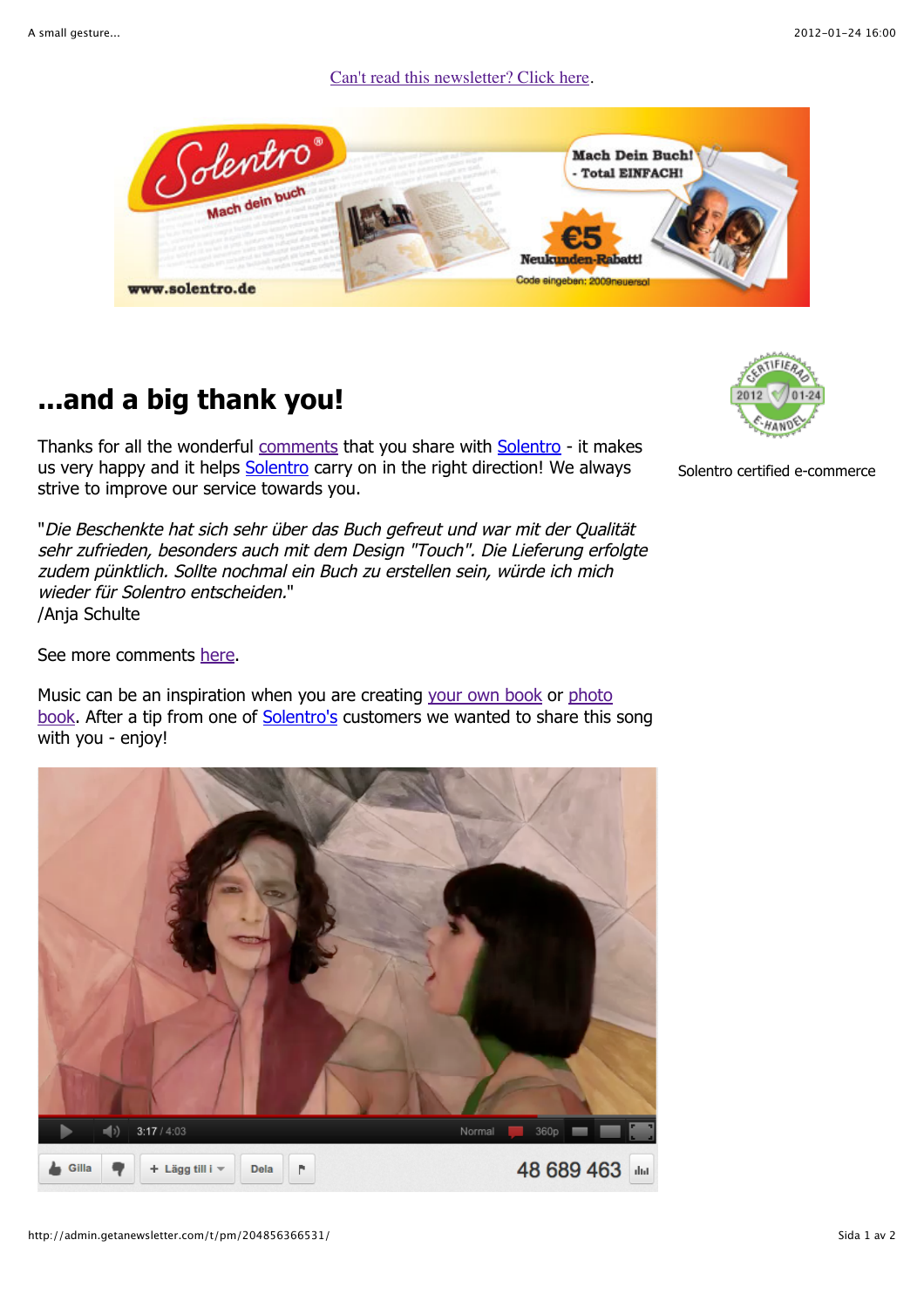Can't read this newsletter? Click here.

# ...and a big thank you!

Thanks for all the wonderful comments that you share with Solentro - it makes us very happy and it helps Solentro carry on in the right direction! We always strive to improve our service towards you.

"*Die Beschenkte hat sich sehr über das Buch gefreut und war mit der Qualität sehr zufrieden, besonders auch mit dem Design "Touch". Die Lieferung erfolgte zudem pünktlich. Sollte nochmal ein Buch zu erstellen sein, würde ich mich wieder für Solentro entscheiden.*"
/Anja Schulte

See more comments here.

Music can be an inspiration when you are creating your own book or photo book. After a tip from one of Solentro's customers we wanted to share this song with you - enjoy!

Solentro certified e-commerce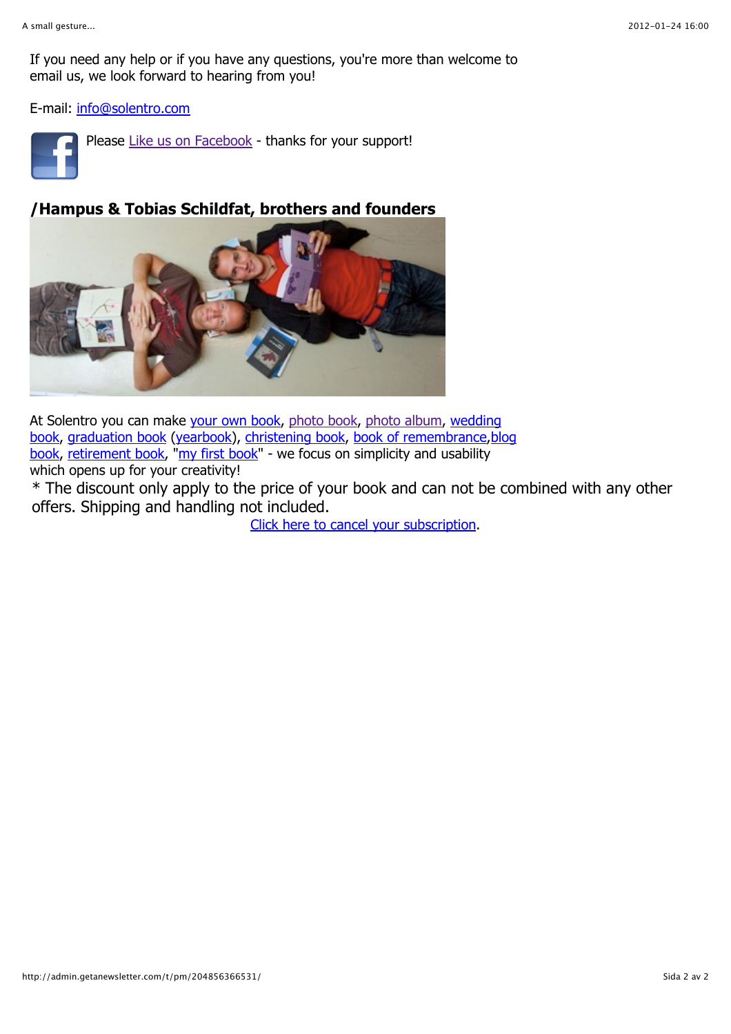If you need any help or if you have any questions, you're more than welcome to email us, we look forward to hearing from you!

E-mail: info@solentro.com

Please Like us on Facebook - thanks for your support!

**/Hampus & Tobias Schildfat, brothers and founders**

At Solentro you can make your own book, photo book, photo album, wedding book, graduation book (yearbook), christening book, book of remembrance,blog book, retirement book, "my first book" - we focus on simplicity and usability which opens up for your creativity!

* The discount only apply to the price of your book and can not be combined with any other offers. Shipping and handling not included.

Click here to cancel your subscription.